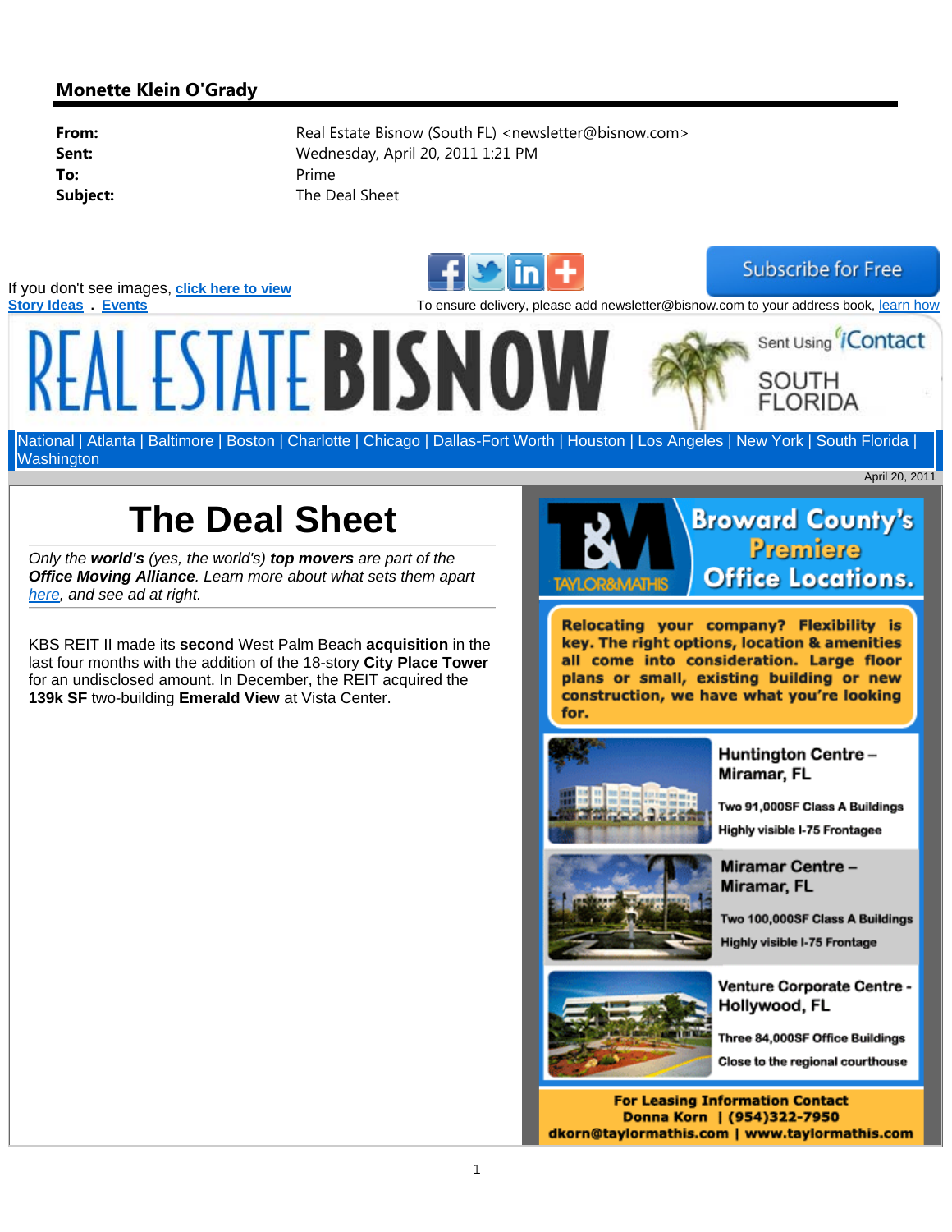## Monette Klein O'Grady

| | |
|---|---|
| **From:** | Real Estate Bisnow (South FL) <newsletter@bisnow.com> |
| **Sent:** | Wednesday, April 20, 2011 1:21 PM |
| **To:** | Prime |
| **Subject:** | The Deal Sheet |

If you don't see images, **click here to view**

**Story Ideas** . **Events**

Subscribe for Free

To ensure delivery, please add newsletter@bisnow.com to your address book, learn how

# REAL ESTATE BISNOW

Sent Using iContact

SOUTH FLORIDA

National | Atlanta | Baltimore | Boston | Charlotte | Chicago | Dallas-Fort Worth | Houston | Los Angeles | New York | South Florida | Washington

April 20, 2011

# The Deal Sheet

*Only the **world's** (yes, the world's) **top movers** are part of the **Office Moving Alliance**. Learn more about what sets them apart here, and see ad at right.*

KBS REIT II made its **second** West Palm Beach **acquisition** in the last four months with the addition of the 18-story **City Place Tower** for an undisclosed amount. In December, the REIT acquired the **139k SF** two-building **Emerald View** at Vista Center.

T&M TAYLOR&MATHIS

**Broward County's Premiere Office Locations.**

**Relocating your company? Flexibility is key. The right options, location & amenities all come into consideration. Large floor plans or small, existing building or new construction, we have what you're looking for.**

**Huntington Centre – Miramar, FL**

Two 91,000SF Class A Buildings

Highly visible I-75 Frontagee

**Miramar Centre – Miramar, FL**

Two 100,000SF Class A Buildings

Highly visible I-75 Frontage

**Venture Corporate Centre - Hollywood, FL**

Three 84,000SF Office Buildings

Close to the regional courthouse

**For Leasing Information Contact**
**Donna Korn | (954)322-7950**
**dkorn@taylormathis.com | www.taylormathis.com**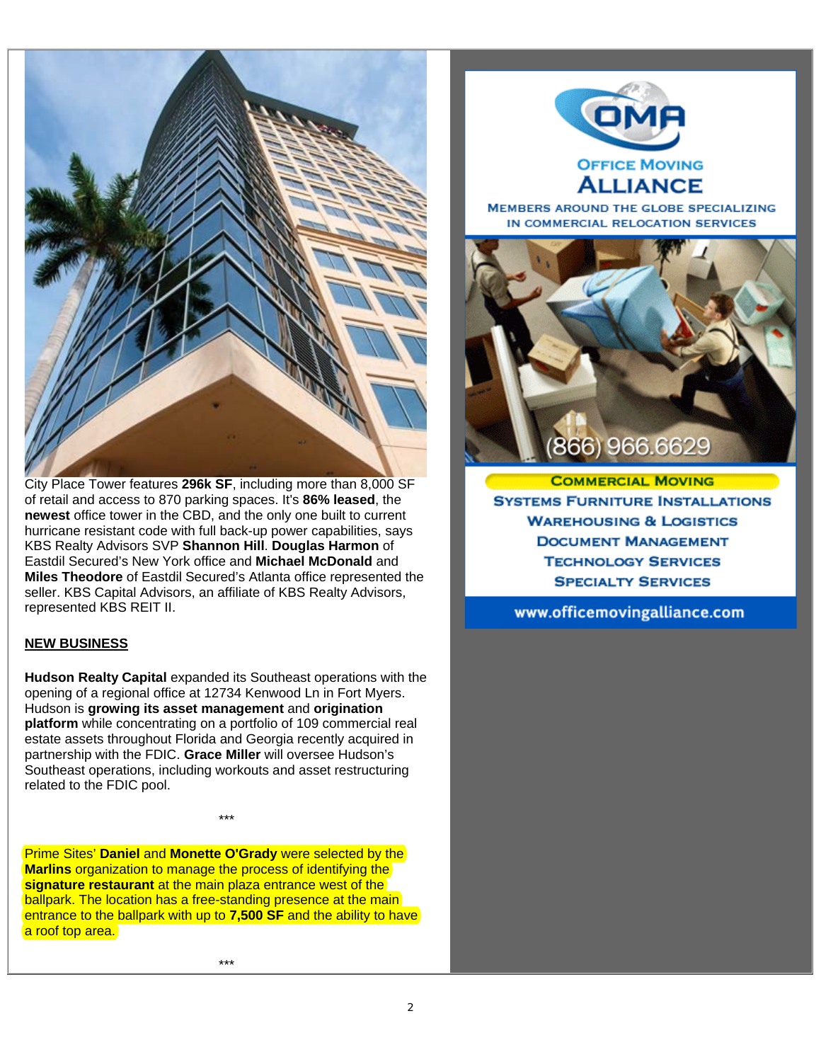City Place Tower features **296k SF**, including more than 8,000 SF of retail and access to 870 parking spaces. It's **86% leased**, the **newest** office tower in the CBD, and the only one built to current hurricane resistant code with full back-up power capabilities, says KBS Realty Advisors SVP **Shannon Hill**. **Douglas Harmon** of Eastdil Secured's New York office and **Michael McDonald** and **Miles Theodore** of Eastdil Secured's Atlanta office represented the seller. KBS Capital Advisors, an affiliate of KBS Realty Advisors, represented KBS REIT II.

## NEW BUSINESS

**Hudson Realty Capital** expanded its Southeast operations with the opening of a regional office at 12734 Kenwood Ln in Fort Myers. Hudson is **growing its asset management** and **origination platform** while concentrating on a portfolio of 109 commercial real estate assets throughout Florida and Georgia recently acquired in partnership with the FDIC. **Grace Miller** will oversee Hudson's Southeast operations, including workouts and asset restructuring related to the FDIC pool.

\*\*\*

Prime Sites' **Daniel** and **Monette O'Grady** were selected by the **Marlins** organization to manage the process of identifying the **signature restaurant** at the main plaza entrance west of the ballpark. The location has a free-standing presence at the main entrance to the ballpark with up to **7,500 SF** and the ability to have a roof top area.

\*\*\*

OMA

OFFICE MOVING ALLIANCE

MEMBERS AROUND THE GLOBE SPECIALIZING IN COMMERCIAL RELOCATION SERVICES

(866) 966.6629

COMMERCIAL MOVING

SYSTEMS FURNITURE INSTALLATIONS

WAREHOUSING & LOGISTICS

DOCUMENT MANAGEMENT

TECHNOLOGY SERVICES

SPECIALTY SERVICES

www.officemovingalliance.com